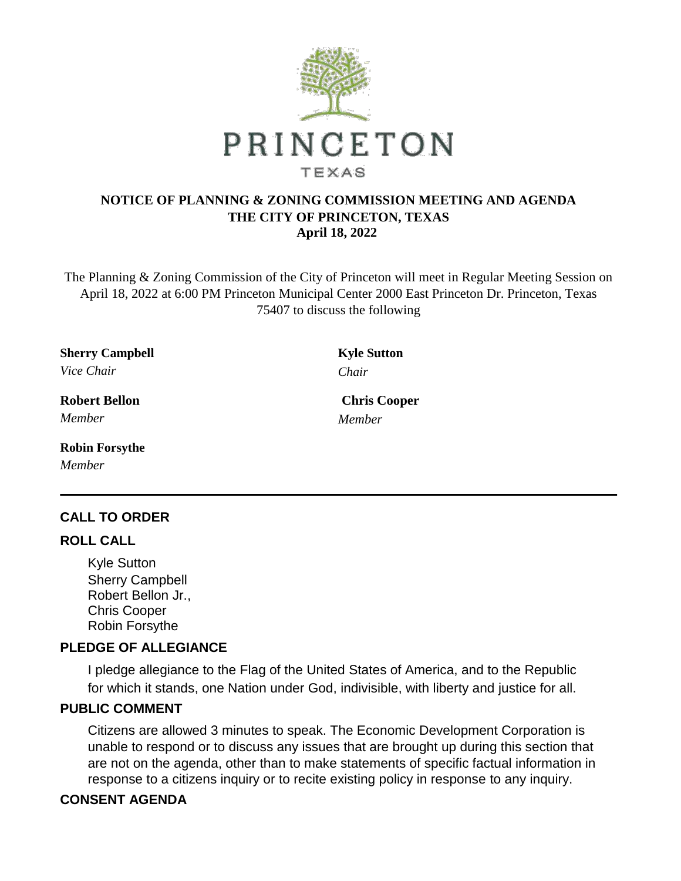PRINCETON

TEXAS

**NOTICE OF PLANNING & ZONING COMMISSION MEETING AND AGENDA**
**THE CITY OF PRINCETON, TEXAS**
**April 18, 2022**

The Planning & Zoning Commission of the City of Princeton will meet in Regular Meeting Session on April 18, 2022 at 6:00 PM Princeton Municipal Center 2000 East Princeton Dr. Princeton, Texas 75407 to discuss the following

**Sherry Campbell**
*Vice Chair*

**Kyle Sutton**
*Chair*

**Robert Bellon**
*Member*

**Chris Cooper**
*Member*

**Robin Forsythe**
*Member*

---

## CALL TO ORDER

## ROLL CALL

Kyle Sutton
Sherry Campbell
Robert Bellon Jr.,
Chris Cooper
Robin Forsythe

## PLEDGE OF ALLEGIANCE

I pledge allegiance to the Flag of the United States of America, and to the Republic for which it stands, one Nation under God, indivisible, with liberty and justice for all.

## PUBLIC COMMENT

Citizens are allowed 3 minutes to speak. The Economic Development Corporation is unable to respond or to discuss any issues that are brought up during this section that are not on the agenda, other than to make statements of specific factual information in response to a citizens inquiry or to recite existing policy in response to any inquiry.

## CONSENT AGENDA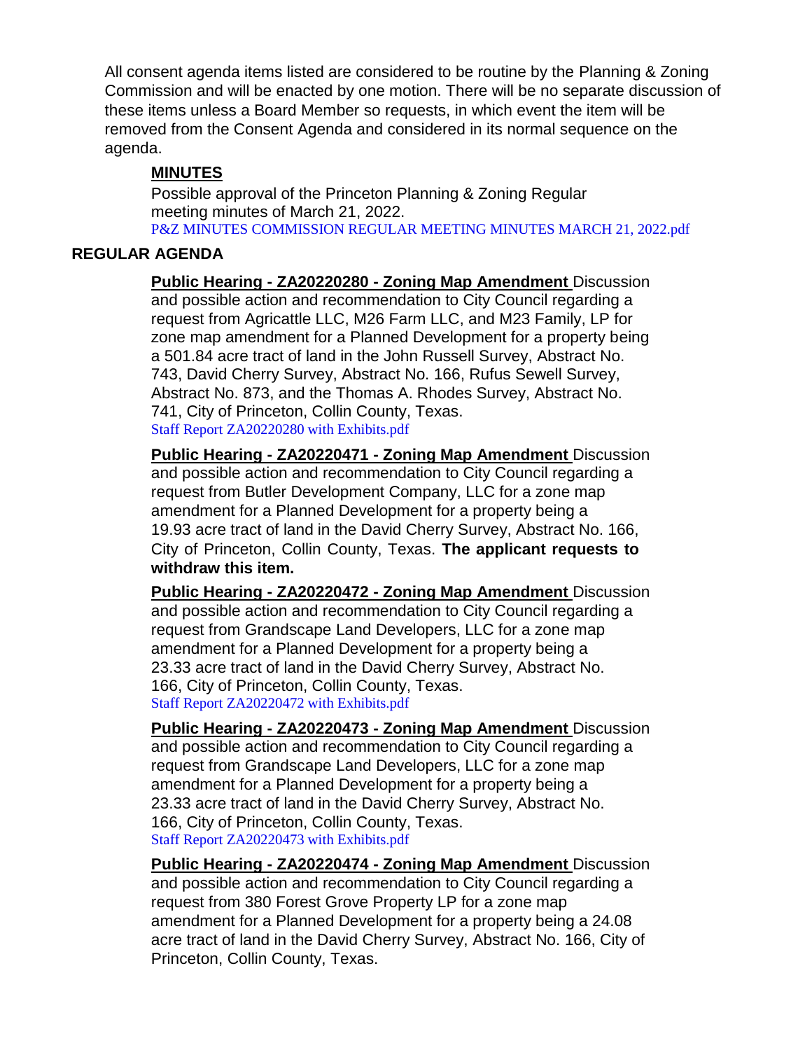All consent agenda items listed are considered to be routine by the Planning & Zoning Commission and will be enacted by one motion. There will be no separate discussion of these items unless a Board Member so requests, in which event the item will be removed from the Consent Agenda and considered in its normal sequence on the agenda.

**MINUTES**

Possible approval of the Princeton Planning & Zoning Regular meeting minutes of March 21, 2022.
P&Z MINUTES COMMISSION REGULAR MEETING MINUTES MARCH 21, 2022.pdf

## REGULAR AGENDA

**Public Hearing - ZA20220280 - Zoning Map Amendment** Discussion and possible action and recommendation to City Council regarding a request from Agricattle LLC, M26 Farm LLC, and M23 Family, LP for zone map amendment for a Planned Development for a property being a 501.84 acre tract of land in the John Russell Survey, Abstract No. 743, David Cherry Survey, Abstract No. 166, Rufus Sewell Survey, Abstract No. 873, and the Thomas A. Rhodes Survey, Abstract No. 741, City of Princeton, Collin County, Texas.
Staff Report ZA20220280 with Exhibits.pdf

**Public Hearing - ZA20220471 - Zoning Map Amendment** Discussion and possible action and recommendation to City Council regarding a request from Butler Development Company, LLC for a zone map amendment for a Planned Development for a property being a 19.93 acre tract of land in the David Cherry Survey, Abstract No. 166, City of Princeton, Collin County, Texas. **The applicant requests to withdraw this item.**

**Public Hearing - ZA20220472 - Zoning Map Amendment** Discussion and possible action and recommendation to City Council regarding a request from Grandscape Land Developers, LLC for a zone map amendment for a Planned Development for a property being a 23.33 acre tract of land in the David Cherry Survey, Abstract No. 166, City of Princeton, Collin County, Texas.
Staff Report ZA20220472 with Exhibits.pdf

**Public Hearing - ZA20220473 - Zoning Map Amendment** Discussion and possible action and recommendation to City Council regarding a request from Grandscape Land Developers, LLC for a zone map amendment for a Planned Development for a property being a 23.33 acre tract of land in the David Cherry Survey, Abstract No. 166, City of Princeton, Collin County, Texas.
Staff Report ZA20220473 with Exhibits.pdf

**Public Hearing - ZA20220474 - Zoning Map Amendment** Discussion and possible action and recommendation to City Council regarding a request from 380 Forest Grove Property LP for a zone map amendment for a Planned Development for a property being a 24.08 acre tract of land in the David Cherry Survey, Abstract No. 166, City of Princeton, Collin County, Texas.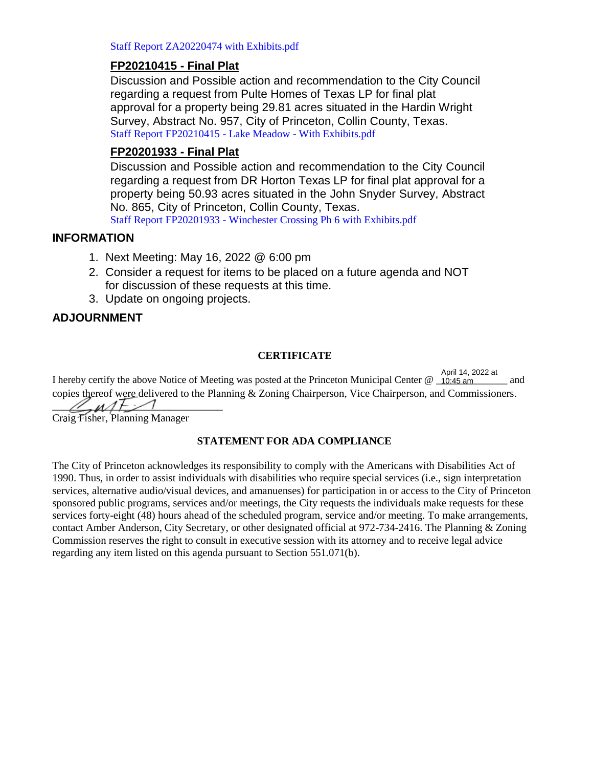Staff Report ZA20220474 with Exhibits.pdf

**FP20210415 - Final Plat**

Discussion and Possible action and recommendation to the City Council regarding a request from Pulte Homes of Texas LP for final plat approval for a property being 29.81 acres situated in the Hardin Wright Survey, Abstract No. 957, City of Princeton, Collin County, Texas.
Staff Report FP20210415 - Lake Meadow - With Exhibits.pdf

**FP20201933 - Final Plat**

Discussion and Possible action and recommendation to the City Council regarding a request from DR Horton Texas LP for final plat approval for a property being 50.93 acres situated in the John Snyder Survey, Abstract No. 865, City of Princeton, Collin County, Texas.
Staff Report FP20201933 - Winchester Crossing Ph 6 with Exhibits.pdf

## INFORMATION

1. Next Meeting: May 16, 2022 @ 6:00 pm
2. Consider a request for items to be placed on a future agenda and NOT for discussion of these requests at this time.
3. Update on ongoing projects.

## ADJOURNMENT

**CERTIFICATE**

I hereby certify the above Notice of Meeting was posted at the Princeton Municipal Center @ April 14, 2022 at 10:45 am and copies thereof were delivered to the Planning & Zoning Chairperson, Vice Chairperson, and Commissioners.

Craig Fisher, Planning Manager

**STATEMENT FOR ADA COMPLIANCE**

The City of Princeton acknowledges its responsibility to comply with the Americans with Disabilities Act of 1990. Thus, in order to assist individuals with disabilities who require special services (i.e., sign interpretation services, alternative audio/visual devices, and amanuenses) for participation in or access to the City of Princeton sponsored public programs, services and/or meetings, the City requests the individuals make requests for these services forty-eight (48) hours ahead of the scheduled program, service and/or meeting. To make arrangements, contact Amber Anderson, City Secretary, or other designated official at 972-734-2416. The Planning & Zoning Commission reserves the right to consult in executive session with its attorney and to receive legal advice regarding any item listed on this agenda pursuant to Section 551.071(b).